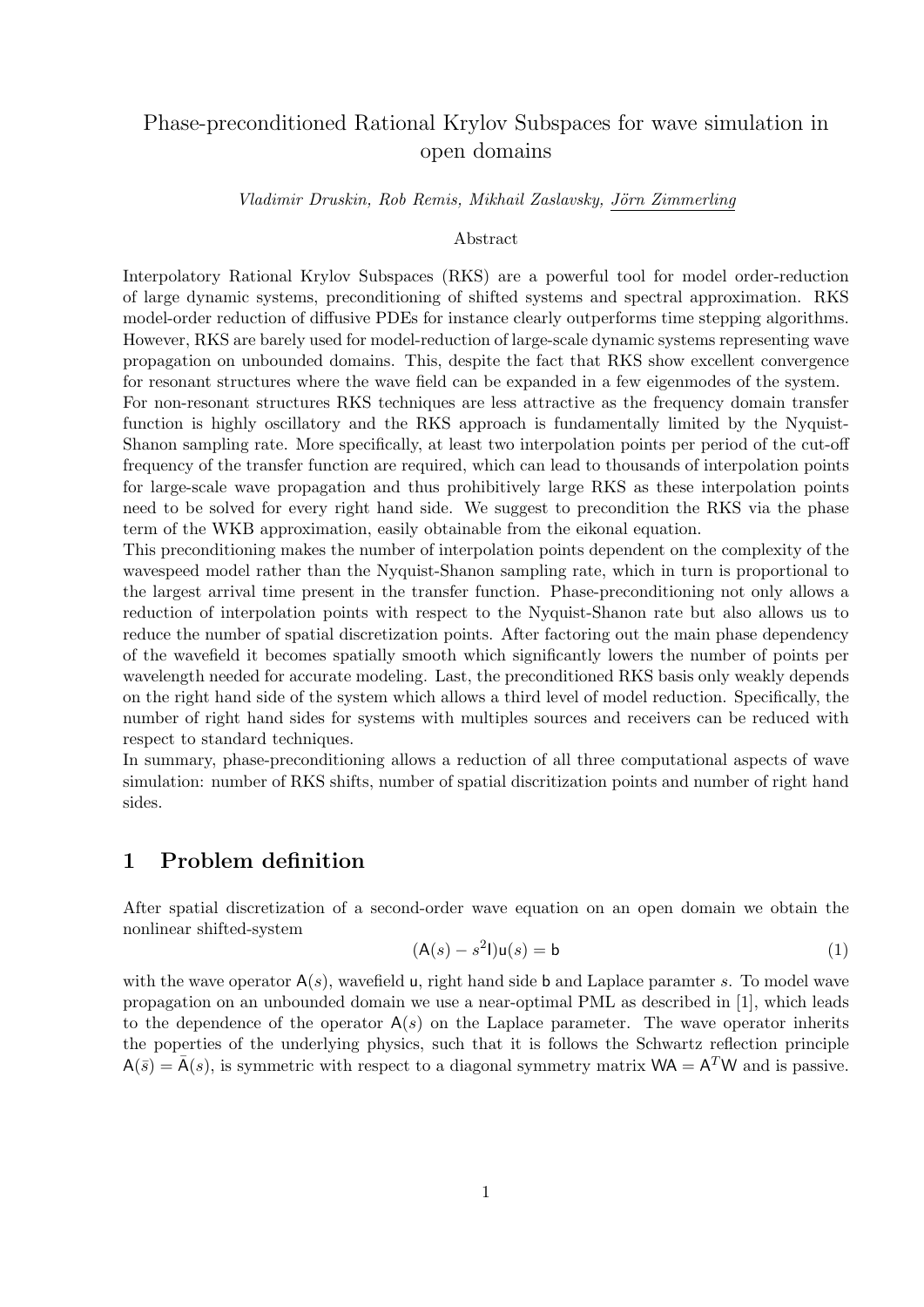# Phase-preconditioned Rational Krylov Subspaces for wave simulation in open domains

*Vladimir Druskin, Rob Remis, Mikhail Zaslavsky, Jörn Zimmerling*

## Abstract

Interpolatory Rational Krylov Subspaces (RKS) are a powerful tool for model order-reduction of large dynamic systems, preconditioning of shifted systems and spectral approximation. RKS model-order reduction of diffusive PDEs for instance clearly outperforms time stepping algorithms. However, RKS are barely used for model-reduction of large-scale dynamic systems representing wave propagation on unbounded domains. This, despite the fact that RKS show excellent convergence for resonant structures where the wave field can be expanded in a few eigenmodes of the system. For non-resonant structures RKS techniques are less attractive as the frequency domain transfer function is highly oscillatory and the RKS approach is fundamentally limited by the Nyquist-Shanon sampling rate. More specifically, at least two interpolation points per period of the cut-off frequency of the transfer function are required, which can lead to thousands of interpolation points for large-scale wave propagation and thus prohibitively large RKS as these interpolation points need to be solved for every right hand side. We suggest to precondition the RKS via the phase term of the WKB approximation, easily obtainable from the eikonal equation.

This preconditioning makes the number of interpolation points dependent on the complexity of the wavespeed model rather than the Nyquist-Shanon sampling rate, which in turn is proportional to the largest arrival time present in the transfer function. Phase-preconditioning not only allows a reduction of interpolation points with respect to the Nyquist-Shanon rate but also allows us to reduce the number of spatial discretization points. After factoring out the main phase dependency of the wavefield it becomes spatially smooth which significantly lowers the number of points per wavelength needed for accurate modeling. Last, the preconditioned RKS basis only weakly depends on the right hand side of the system which allows a third level of model reduction. Specifically, the number of right hand sides for systems with multiples sources and receivers can be reduced with respect to standard techniques.

In summary, phase-preconditioning allows a reduction of all three computational aspects of wave simulation: number of RKS shifts, number of spatial discritization points and number of right hand sides.

## 1 Problem definition

After spatial discretization of a second-order wave equation on an open domain we obtain the nonlinear shifted-system

$$(\mathsf{A}(s) - s^2\mathsf{I})\mathsf{u}(s) = \mathsf{b} \tag{1}$$

with the wave operator $\mathsf{A}(s)$, wavefield $\mathsf{u}$, right hand side $\mathsf{b}$ and Laplace paramter $s$. To model wave propagation on an unbounded domain we use a near-optimal PML as described in [1], which leads to the dependence of the operator $\mathsf{A}(s)$ on the Laplace parameter. The wave operator inherits the poperties of the underlying physics, such that it is follows the Schwartz reflection principle $\mathsf{A}(\bar{s}) = \bar{\mathsf{A}}(s)$, is symmetric with respect to a diagonal symmetry matrix $\mathsf{W}\mathsf{A} = \mathsf{A}^T\mathsf{W}$ and is passive.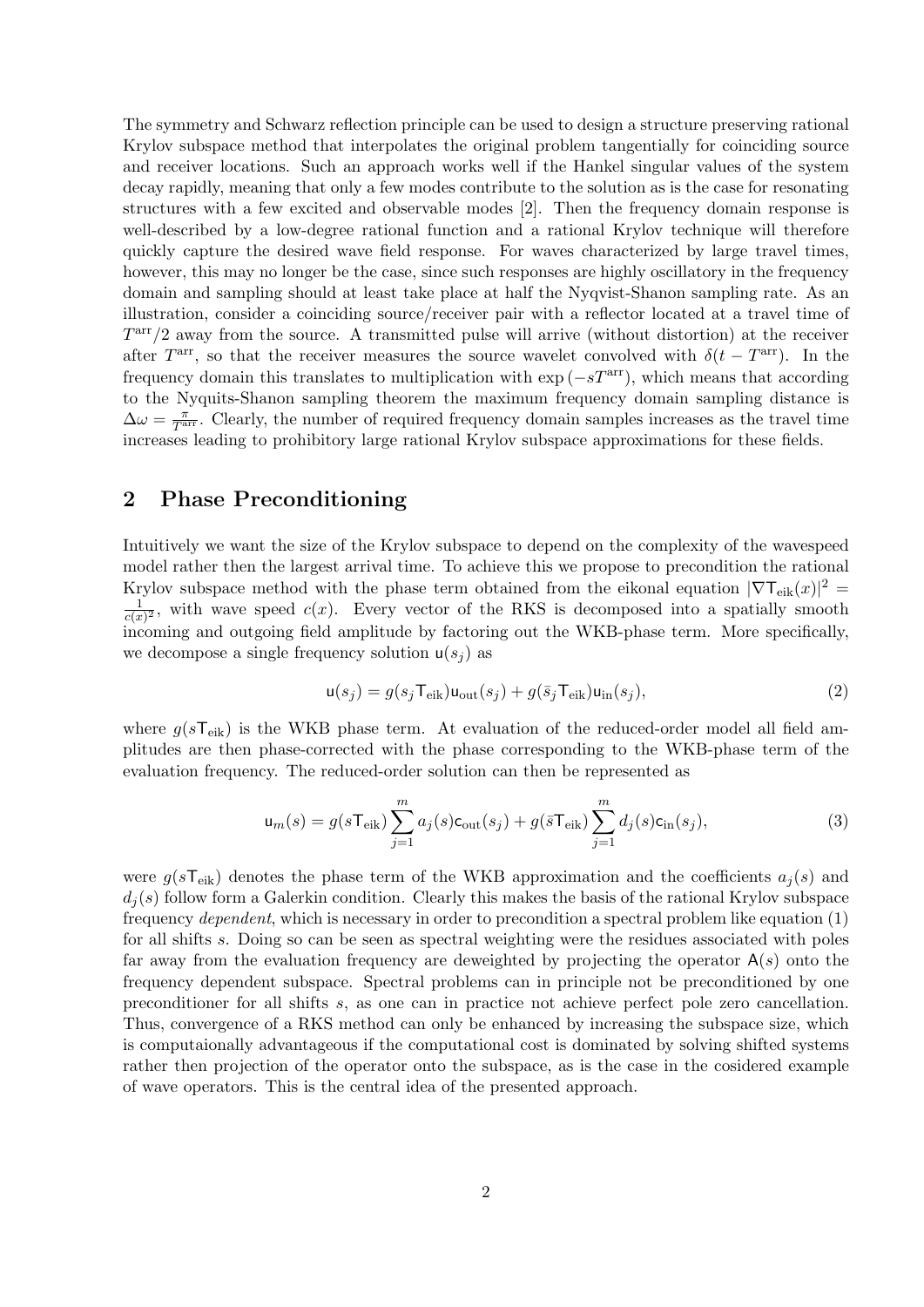The symmetry and Schwarz reflection principle can be used to design a structure preserving rational Krylov subspace method that interpolates the original problem tangentially for coinciding source and receiver locations. Such an approach works well if the Hankel singular values of the system decay rapidly, meaning that only a few modes contribute to the solution as is the case for resonating structures with a few excited and observable modes [2]. Then the frequency domain response is well-described by a low-degree rational function and a rational Krylov technique will therefore quickly capture the desired wave field response. For waves characterized by large travel times, however, this may no longer be the case, since such responses are highly oscillatory in the frequency domain and sampling should at least take place at half the Nyqvist-Shanon sampling rate. As an illustration, consider a coinciding source/receiver pair with a reflector located at a travel time of $T^{\text{arr}}/2$ away from the source. A transmitted pulse will arrive (without distortion) at the receiver after $T^{\text{arr}}$, so that the receiver measures the source wavelet convolved with $\delta(t - T^{\text{arr}})$. In the frequency domain this translates to multiplication with $\exp(-sT^{\text{arr}})$, which means that according to the Nyquits-Shanon sampling theorem the maximum frequency domain sampling distance is $\Delta\omega = \frac{\pi}{T^{\text{arr}}}$. Clearly, the number of required frequency domain samples increases as the travel time increases leading to prohibitory large rational Krylov subspace approximations for these fields.

## 2 Phase Preconditioning

Intuitively we want the size of the Krylov subspace to depend on the complexity of the wavespeed model rather then the largest arrival time. To achieve this we propose to precondition the rational Krylov subspace method with the phase term obtained from the eikonal equation $|\nabla \mathsf{T}_{\text{eik}}(x)|^2 = \frac{1}{c(x)^2}$, with wave speed $c(x)$. Every vector of the RKS is decomposed into a spatially smooth incoming and outgoing field amplitude by factoring out the WKB-phase term. More specifically, we decompose a single frequency solution $\mathsf{u}(s_j)$ as

$$\mathsf{u}(s_j) = g(s_j \mathsf{T}_{\text{eik}})\mathsf{u}_{\text{out}}(s_j) + g(\bar{s}_j \mathsf{T}_{\text{eik}})\mathsf{u}_{\text{in}}(s_j), \tag{2}$$

where $g(s\mathsf{T}_{\text{eik}})$ is the WKB phase term. At evaluation of the reduced-order model all field amplitudes are then phase-corrected with the phase corresponding to the WKB-phase term of the evaluation frequency. The reduced-order solution can then be represented as

$$\mathsf{u}_m(s) = g(s\mathsf{T}_{\text{eik}}) \sum_{j=1}^{m} a_j(s)\mathsf{c}_{\text{out}}(s_j) + g(\bar{s}\mathsf{T}_{\text{eik}}) \sum_{j=1}^{m} d_j(s)\mathsf{c}_{\text{in}}(s_j), \tag{3}$$

were $g(s\mathsf{T}_{\text{eik}})$ denotes the phase term of the WKB approximation and the coefficients $a_j(s)$ and $d_j(s)$ follow form a Galerkin condition. Clearly this makes the basis of the rational Krylov subspace frequency *dependent*, which is necessary in order to precondition a spectral problem like equation (1) for all shifts $s$. Doing so can be seen as spectral weighting were the residues associated with poles far away from the evaluation frequency are deweighted by projecting the operator $\mathsf{A}(s)$ onto the frequency dependent subspace. Spectral problems can in principle not be preconditioned by one preconditioner for all shifts $s$, as one can in practice not achieve perfect pole zero cancellation. Thus, convergence of a RKS method can only be enhanced by increasing the subspace size, which is computaionally advantageous if the computational cost is dominated by solving shifted systems rather then projection of the operator onto the subspace, as is the case in the cosidered example of wave operators. This is the central idea of the presented approach.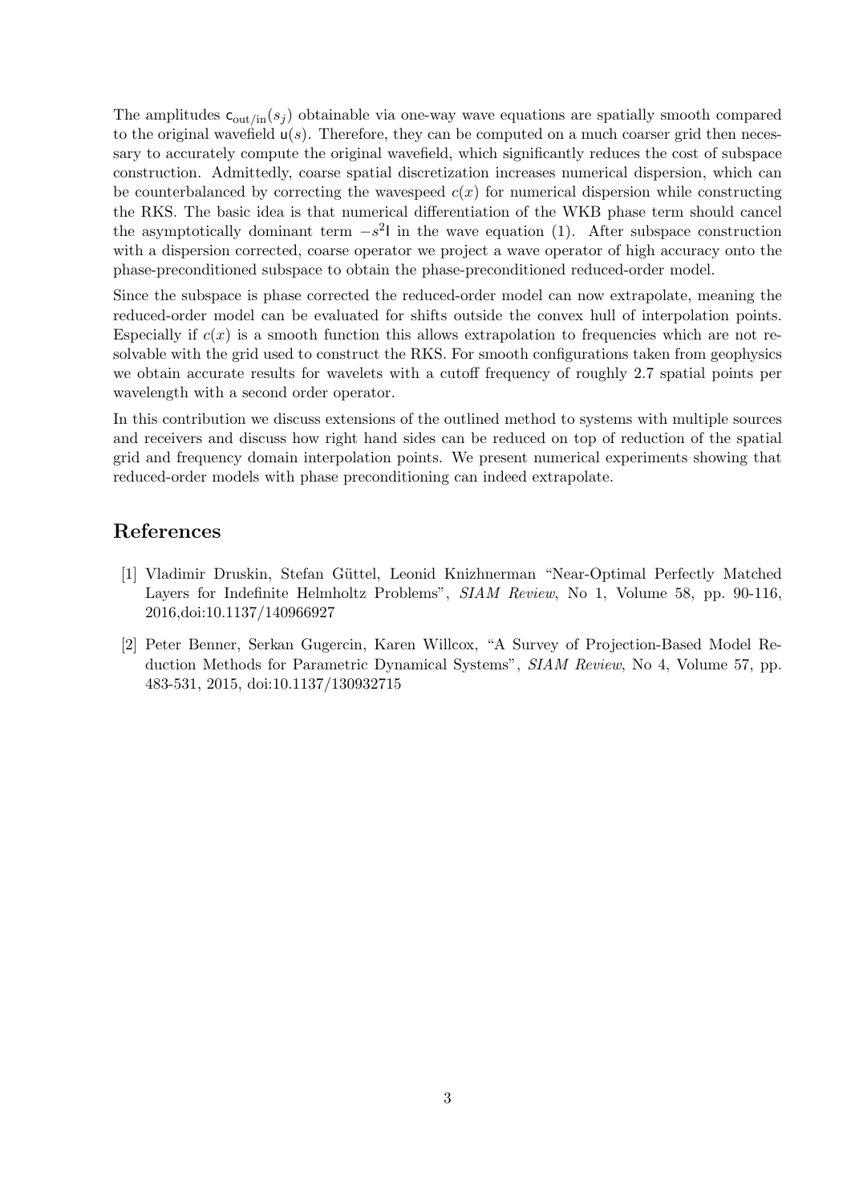The amplitudes $\mathsf{c}_{\text{out/in}}(s_j)$ obtainable via one-way wave equations are spatially smooth compared to the original wavefield $\mathsf{u}(s)$. Therefore, they can be computed on a much coarser grid then necessary to accurately compute the original wavefield, which significantly reduces the cost of subspace construction. Admittedly, coarse spatial discretization increases numerical dispersion, which can be counterbalanced by correcting the wavespeed $c(x)$ for numerical dispersion while constructing the RKS. The basic idea is that numerical differentiation of the WKB phase term should cancel the asymptotically dominant term $-s^2\mathsf{I}$ in the wave equation (1). After subspace construction with a dispersion corrected, coarse operator we project a wave operator of high accuracy onto the phase-preconditioned subspace to obtain the phase-preconditioned reduced-order model.

Since the subspace is phase corrected the reduced-order model can now extrapolate, meaning the reduced-order model can be evaluated for shifts outside the convex hull of interpolation points. Especially if $c(x)$ is a smooth function this allows extrapolation to frequencies which are not resolvable with the grid used to construct the RKS. For smooth configurations taken from geophysics we obtain accurate results for wavelets with a cutoff frequency of roughly 2.7 spatial points per wavelength with a second order operator.

In this contribution we discuss extensions of the outlined method to systems with multiple sources and receivers and discuss how right hand sides can be reduced on top of reduction of the spatial grid and frequency domain interpolation points. We present numerical experiments showing that reduced-order models with phase preconditioning can indeed extrapolate.

## References

[1] Vladimir Druskin, Stefan Güttel, Leonid Knizhnerman "Near-Optimal Perfectly Matched Layers for Indefinite Helmholtz Problems", *SIAM Review*, No 1, Volume 58, pp. 90-116, 2016,doi:10.1137/140966927

[2] Peter Benner, Serkan Gugercin, Karen Willcox, "A Survey of Projection-Based Model Reduction Methods for Parametric Dynamical Systems", *SIAM Review*, No 4, Volume 57, pp. 483-531, 2015, doi:10.1137/130932715